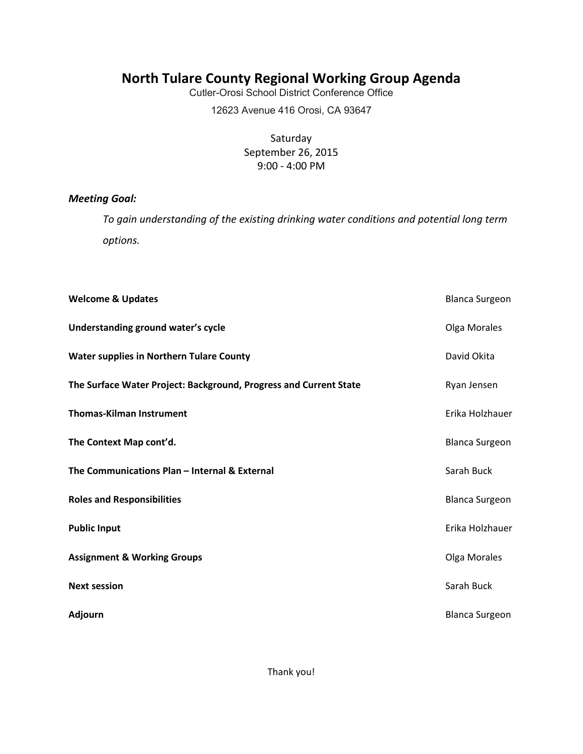# North Tulare County Regional Working Group Agenda

Cutler-Orosi School District Conference Office

12623 Avenue 416 Orosi, CA 93647

Saturday
September 26, 2015
9:00 - 4:00 PM

***Meeting Goal:***

*To gain understanding of the existing drinking water conditions and potential long term options.*

| | |
|---|---|
| **Welcome & Updates** | Blanca Surgeon |
| **Understanding ground water's cycle** | Olga Morales |
| **Water supplies in Northern Tulare County** | David Okita |
| **The Surface Water Project: Background, Progress and Current State** | Ryan Jensen |
| **Thomas-Kilman Instrument** | Erika Holzhauer |
| **The Context Map cont'd.** | Blanca Surgeon |
| **The Communications Plan – Internal & External** | Sarah Buck |
| **Roles and Responsibilities** | Blanca Surgeon |
| **Public Input** | Erika Holzhauer |
| **Assignment & Working Groups** | Olga Morales |
| **Next session** | Sarah Buck |
| **Adjourn** | Blanca Surgeon |

Thank you!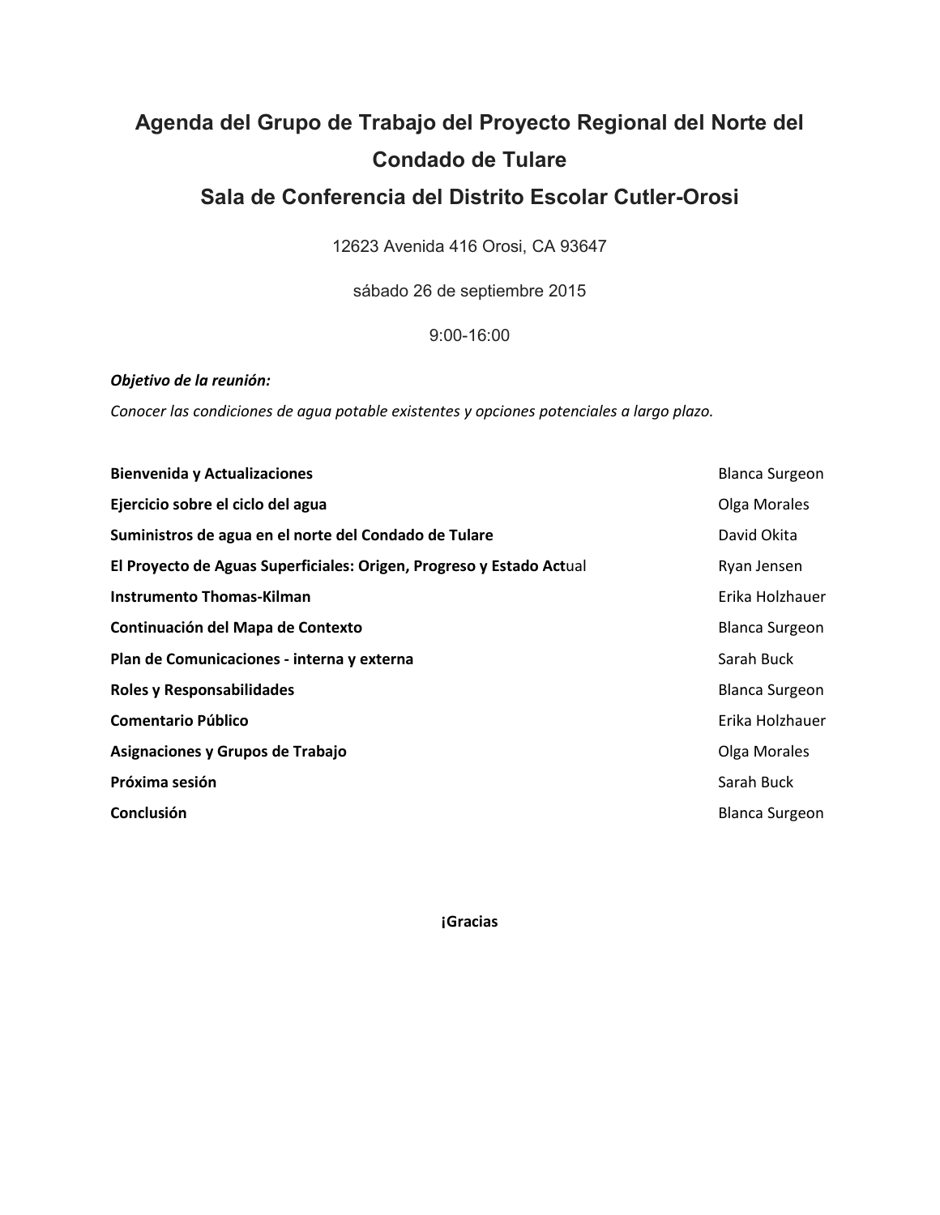# Agenda del Grupo de Trabajo del Proyecto Regional del Norte del Condado de Tulare

## Sala de Conferencia del Distrito Escolar Cutler-Orosi

12623 Avenida 416 Orosi, CA 93647

sábado 26 de septiembre 2015

9:00-16:00

***Objetivo de la reunión:***

*Conocer las condiciones de agua potable existentes y opciones potenciales a largo plazo.*

| | |
|---|---|
| **Bienvenida y Actualizaciones** | Blanca Surgeon |
| **Ejercicio sobre el ciclo del agua** | Olga Morales |
| **Suministros de agua en el norte del Condado de Tulare** | David Okita |
| **El Proyecto de Aguas Superficiales: Origen, Progreso y Estado Act**ual | Ryan Jensen |
| **Instrumento Thomas-Kilman** | Erika Holzhauer |
| **Continuación del Mapa de Contexto** | Blanca Surgeon |
| **Plan de Comunicaciones - interna y externa** | Sarah Buck |
| **Roles y Responsabilidades** | Blanca Surgeon |
| **Comentario Público** | Erika Holzhauer |
| **Asignaciones y Grupos de Trabajo** | Olga Morales |
| **Próxima sesión** | Sarah Buck |
| **Conclusión** | Blanca Surgeon |

**¡Gracias**